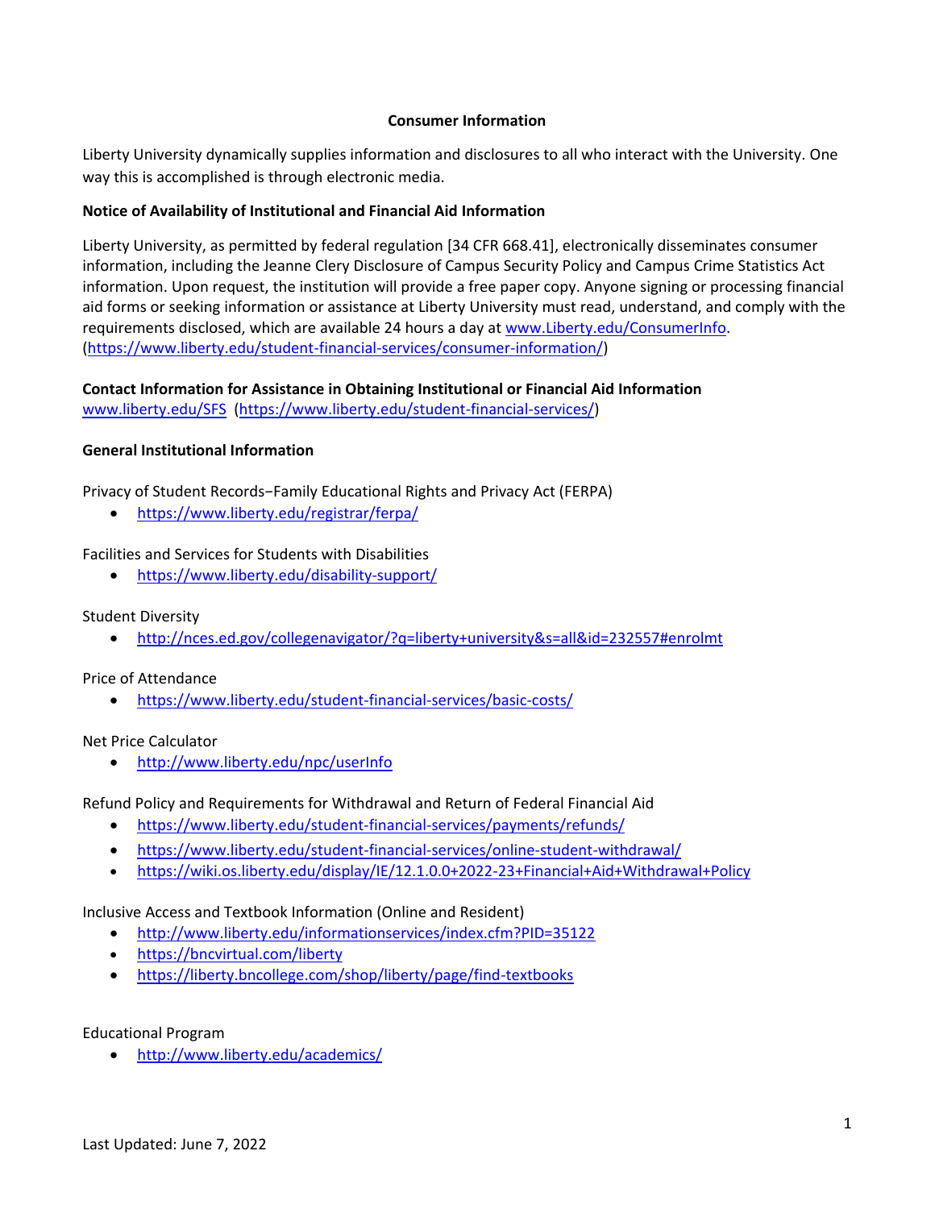# Consumer Information

Liberty University dynamically supplies information and disclosures to all who interact with the University. One way this is accomplished is through electronic media.

**Notice of Availability of Institutional and Financial Aid Information**

Liberty University, as permitted by federal regulation [34 CFR 668.41], electronically disseminates consumer information, including the Jeanne Clery Disclosure of Campus Security Policy and Campus Crime Statistics Act information. Upon request, the institution will provide a free paper copy. Anyone signing or processing financial aid forms or seeking information or assistance at Liberty University must read, understand, and comply with the requirements disclosed, which are available 24 hours a day at www.Liberty.edu/ConsumerInfo. (https://www.liberty.edu/student-financial-services/consumer-information/)

**Contact Information for Assistance in Obtaining Institutional or Financial Aid Information**
www.liberty.edu/SFS (https://www.liberty.edu/student-financial-services/)

**General Institutional Information**

Privacy of Student Records−Family Educational Rights and Privacy Act (FERPA)

- https://www.liberty.edu/registrar/ferpa/

Facilities and Services for Students with Disabilities

- https://www.liberty.edu/disability-support/

Student Diversity

- http://nces.ed.gov/collegenavigator/?q=liberty+university&s=all&id=232557#enrolmt

Price of Attendance

- https://www.liberty.edu/student-financial-services/basic-costs/

Net Price Calculator

- http://www.liberty.edu/npc/userInfo

Refund Policy and Requirements for Withdrawal and Return of Federal Financial Aid

- https://www.liberty.edu/student-financial-services/payments/refunds/
- https://www.liberty.edu/student-financial-services/online-student-withdrawal/
- https://wiki.os.liberty.edu/display/IE/12.1.0.0+2022-23+Financial+Aid+Withdrawal+Policy

Inclusive Access and Textbook Information (Online and Resident)

- http://www.liberty.edu/informationservices/index.cfm?PID=35122
- https://bncvirtual.com/liberty
- https://liberty.bncollege.com/shop/liberty/page/find-textbooks

Educational Program

- http://www.liberty.edu/academics/

Last Updated: June 7, 2022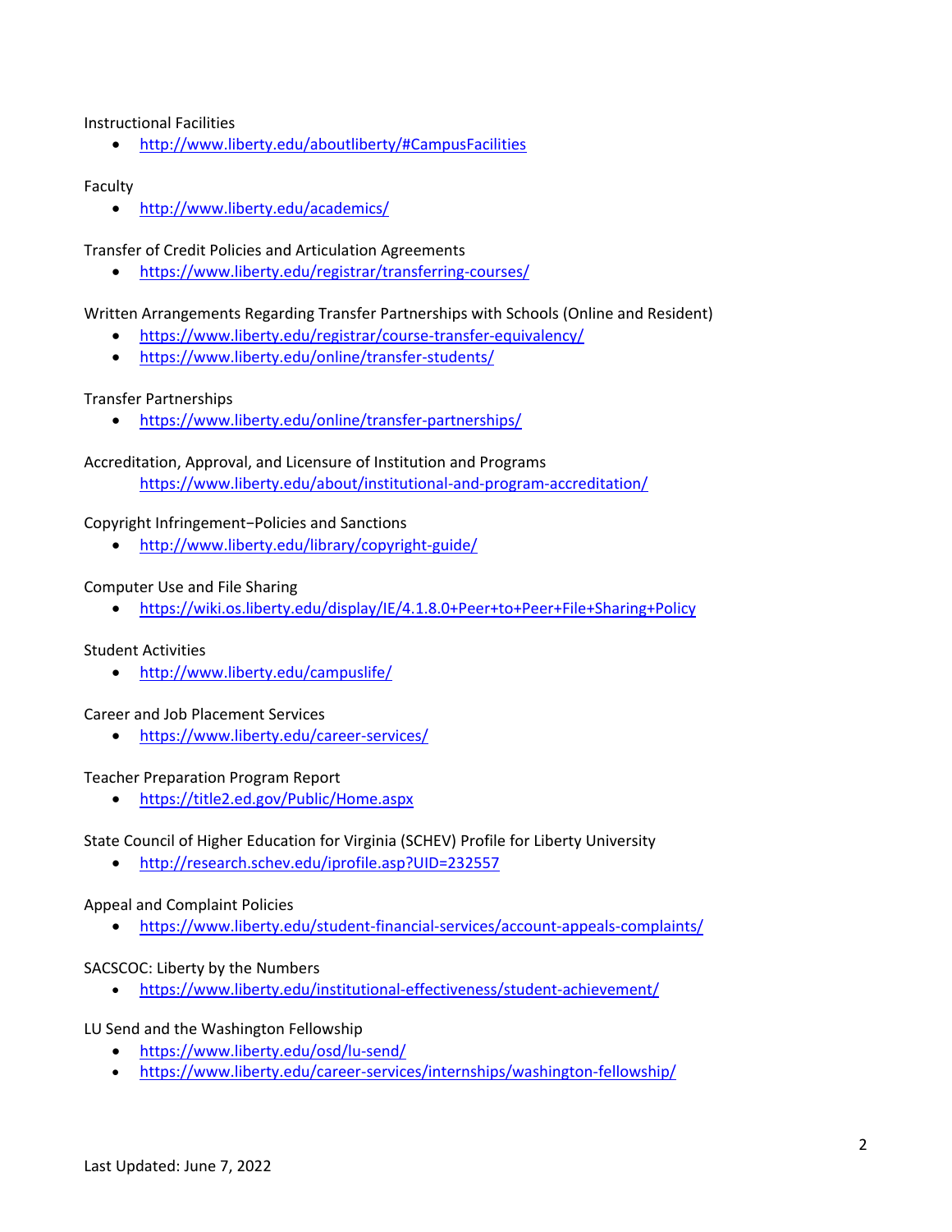Instructional Facilities

- http://www.liberty.edu/aboutliberty/#CampusFacilities

Faculty

- http://www.liberty.edu/academics/

Transfer of Credit Policies and Articulation Agreements

- https://www.liberty.edu/registrar/transferring-courses/

Written Arrangements Regarding Transfer Partnerships with Schools (Online and Resident)

- https://www.liberty.edu/registrar/course-transfer-equivalency/
- https://www.liberty.edu/online/transfer-students/

Transfer Partnerships

- https://www.liberty.edu/online/transfer-partnerships/

Accreditation, Approval, and Licensure of Institution and Programs

https://www.liberty.edu/about/institutional-and-program-accreditation/

Copyright Infringement–Policies and Sanctions

- http://www.liberty.edu/library/copyright-guide/

Computer Use and File Sharing

- https://wiki.os.liberty.edu/display/IE/4.1.8.0+Peer+to+Peer+File+Sharing+Policy

Student Activities

- http://www.liberty.edu/campuslife/

Career and Job Placement Services

- https://www.liberty.edu/career-services/

Teacher Preparation Program Report

- https://title2.ed.gov/Public/Home.aspx

State Council of Higher Education for Virginia (SCHEV) Profile for Liberty University

- http://research.schev.edu/iprofile.asp?UID=232557

Appeal and Complaint Policies

- https://www.liberty.edu/student-financial-services/account-appeals-complaints/

SACSCOC: Liberty by the Numbers

- https://www.liberty.edu/institutional-effectiveness/student-achievement/

LU Send and the Washington Fellowship

- https://www.liberty.edu/osd/lu-send/
- https://www.liberty.edu/career-services/internships/washington-fellowship/

Last Updated: June 7, 2022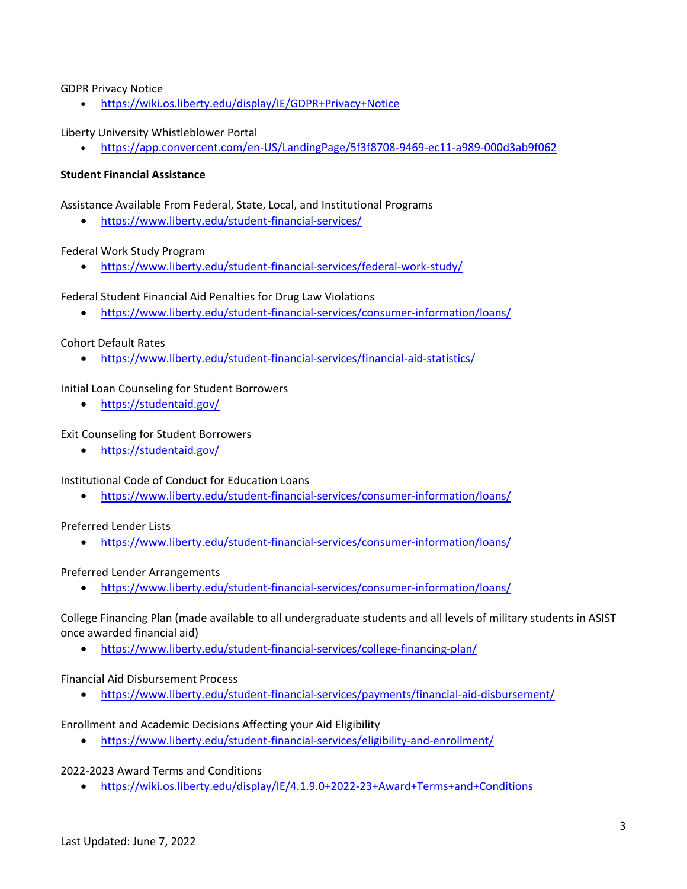GDPR Privacy Notice

- https://wiki.os.liberty.edu/display/IE/GDPR+Privacy+Notice

Liberty University Whistleblower Portal

- https://app.convercent.com/en-US/LandingPage/5f3f8708-9469-ec11-a989-000d3ab9f062

**Student Financial Assistance**

Assistance Available From Federal, State, Local, and Institutional Programs

- https://www.liberty.edu/student-financial-services/

Federal Work Study Program

- https://www.liberty.edu/student-financial-services/federal-work-study/

Federal Student Financial Aid Penalties for Drug Law Violations

- https://www.liberty.edu/student-financial-services/consumer-information/loans/

Cohort Default Rates

- https://www.liberty.edu/student-financial-services/financial-aid-statistics/

Initial Loan Counseling for Student Borrowers

- https://studentaid.gov/

Exit Counseling for Student Borrowers

- https://studentaid.gov/

Institutional Code of Conduct for Education Loans

- https://www.liberty.edu/student-financial-services/consumer-information/loans/

Preferred Lender Lists

- https://www.liberty.edu/student-financial-services/consumer-information/loans/

Preferred Lender Arrangements

- https://www.liberty.edu/student-financial-services/consumer-information/loans/

College Financing Plan (made available to all undergraduate students and all levels of military students in ASIST once awarded financial aid)

- https://www.liberty.edu/student-financial-services/college-financing-plan/

Financial Aid Disbursement Process

- https://www.liberty.edu/student-financial-services/payments/financial-aid-disbursement/

Enrollment and Academic Decisions Affecting your Aid Eligibility

- https://www.liberty.edu/student-financial-services/eligibility-and-enrollment/

2022-2023 Award Terms and Conditions

- https://wiki.os.liberty.edu/display/IE/4.1.9.0+2022-23+Award+Terms+and+Conditions

Last Updated: June 7, 2022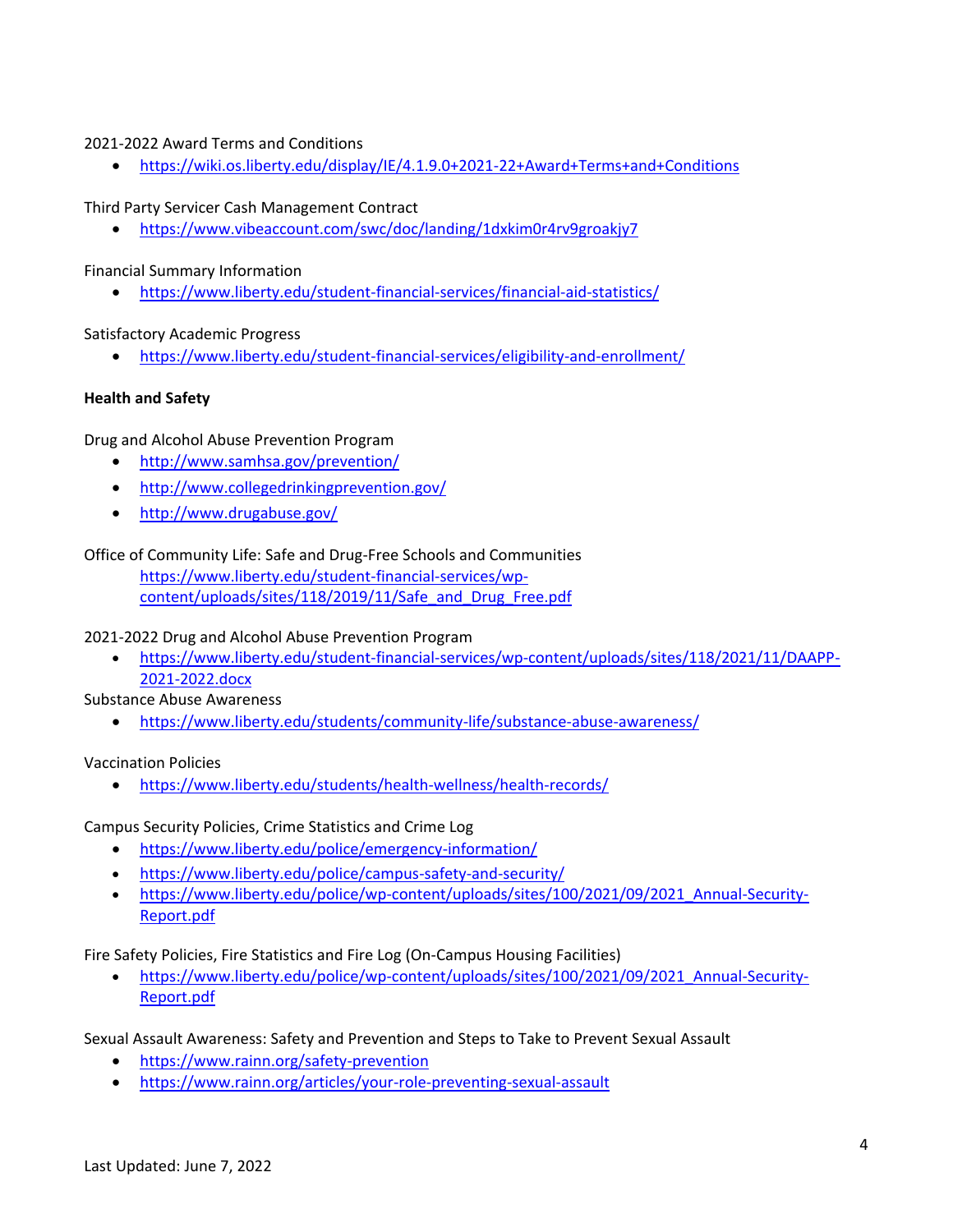2021-2022 Award Terms and Conditions

- https://wiki.os.liberty.edu/display/IE/4.1.9.0+2021-22+Award+Terms+and+Conditions

Third Party Servicer Cash Management Contract

- https://www.vibeaccount.com/swc/doc/landing/1dxkim0r4rv9groakjy7

Financial Summary Information

- https://www.liberty.edu/student-financial-services/financial-aid-statistics/

Satisfactory Academic Progress

- https://www.liberty.edu/student-financial-services/eligibility-and-enrollment/

**Health and Safety**

Drug and Alcohol Abuse Prevention Program

- http://www.samhsa.gov/prevention/
- http://www.collegedrinkingprevention.gov/
- http://www.drugabuse.gov/

Office of Community Life: Safe and Drug-Free Schools and Communities

https://www.liberty.edu/student-financial-services/wp-content/uploads/sites/118/2019/11/Safe_and_Drug_Free.pdf

2021-2022 Drug and Alcohol Abuse Prevention Program

- https://www.liberty.edu/student-financial-services/wp-content/uploads/sites/118/2021/11/DAAPP-2021-2022.docx

Substance Abuse Awareness

- https://www.liberty.edu/students/community-life/substance-abuse-awareness/

Vaccination Policies

- https://www.liberty.edu/students/health-wellness/health-records/

Campus Security Policies, Crime Statistics and Crime Log

- https://www.liberty.edu/police/emergency-information/
- https://www.liberty.edu/police/campus-safety-and-security/
- https://www.liberty.edu/police/wp-content/uploads/sites/100/2021/09/2021_Annual-Security-Report.pdf

Fire Safety Policies, Fire Statistics and Fire Log (On-Campus Housing Facilities)

- https://www.liberty.edu/police/wp-content/uploads/sites/100/2021/09/2021_Annual-Security-Report.pdf

Sexual Assault Awareness: Safety and Prevention and Steps to Take to Prevent Sexual Assault

- https://www.rainn.org/safety-prevention
- https://www.rainn.org/articles/your-role-preventing-sexual-assault

Last Updated: June 7, 2022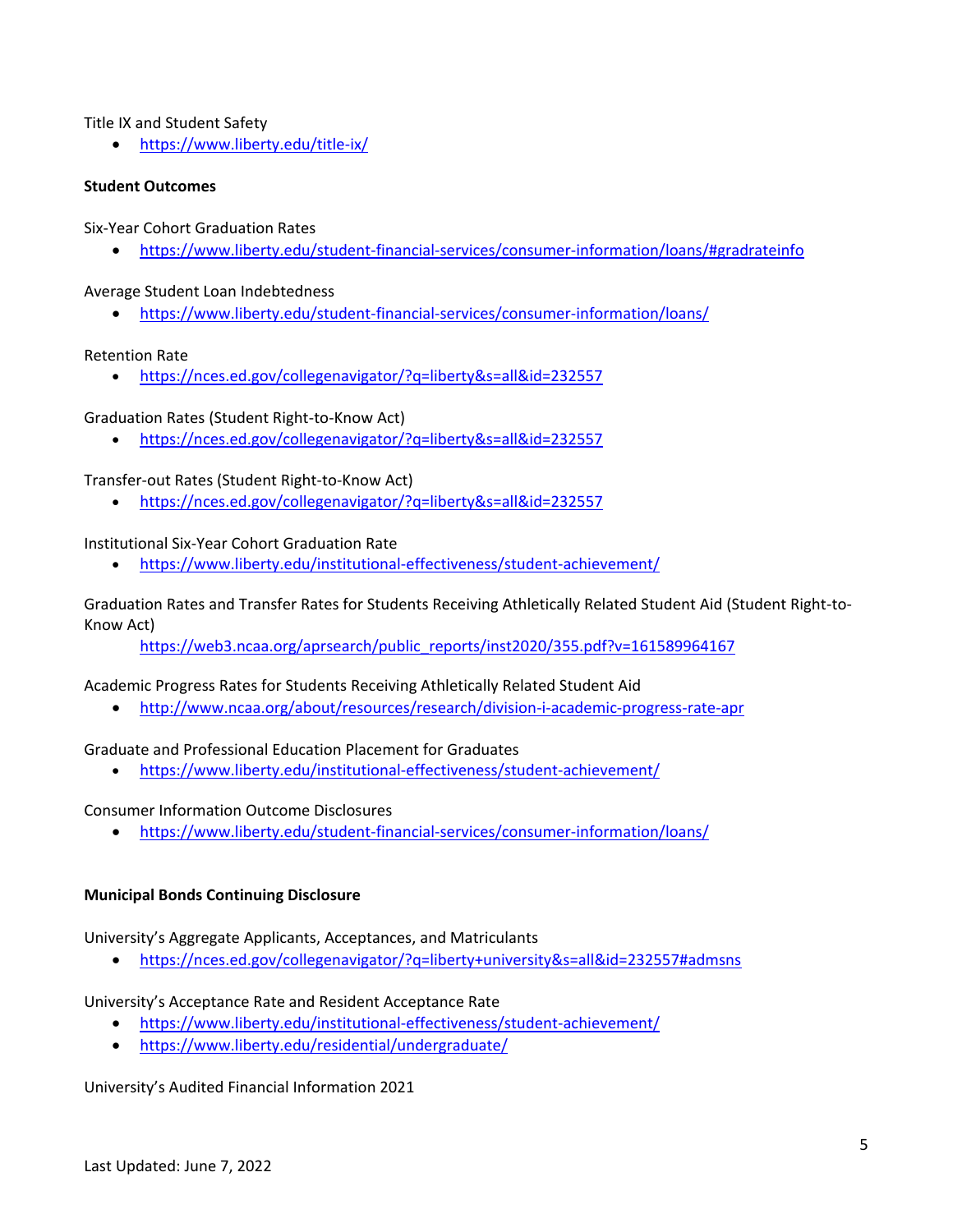Title IX and Student Safety

- https://www.liberty.edu/title-ix/

**Student Outcomes**

Six-Year Cohort Graduation Rates

- https://www.liberty.edu/student-financial-services/consumer-information/loans/#gradrateinfo

Average Student Loan Indebtedness

- https://www.liberty.edu/student-financial-services/consumer-information/loans/

Retention Rate

- https://nces.ed.gov/collegenavigator/?q=liberty&s=all&id=232557

Graduation Rates (Student Right-to-Know Act)

- https://nces.ed.gov/collegenavigator/?q=liberty&s=all&id=232557

Transfer-out Rates (Student Right-to-Know Act)

- https://nces.ed.gov/collegenavigator/?q=liberty&s=all&id=232557

Institutional Six-Year Cohort Graduation Rate

- https://www.liberty.edu/institutional-effectiveness/student-achievement/

Graduation Rates and Transfer Rates for Students Receiving Athletically Related Student Aid (Student Right-to-Know Act)

https://web3.ncaa.org/aprsearch/public_reports/inst2020/355.pdf?v=161589964167

Academic Progress Rates for Students Receiving Athletically Related Student Aid

- http://www.ncaa.org/about/resources/research/division-i-academic-progress-rate-apr

Graduate and Professional Education Placement for Graduates

- https://www.liberty.edu/institutional-effectiveness/student-achievement/

Consumer Information Outcome Disclosures

- https://www.liberty.edu/student-financial-services/consumer-information/loans/

**Municipal Bonds Continuing Disclosure**

University's Aggregate Applicants, Acceptances, and Matriculants

- https://nces.ed.gov/collegenavigator/?q=liberty+university&s=all&id=232557#admsns

University's Acceptance Rate and Resident Acceptance Rate

- https://www.liberty.edu/institutional-effectiveness/student-achievement/
- https://www.liberty.edu/residential/undergraduate/

University's Audited Financial Information 2021

Last Updated: June 7, 2022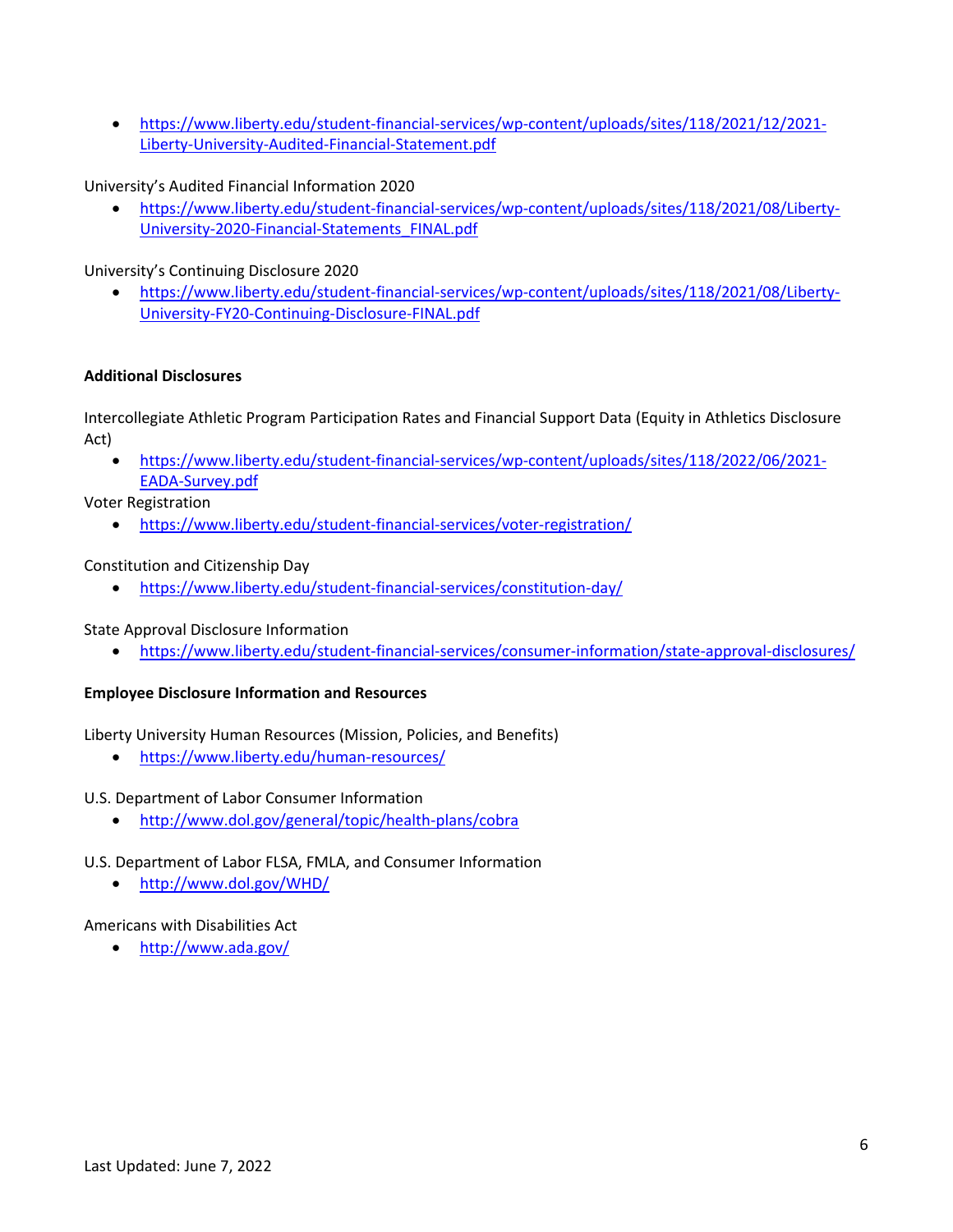- https://www.liberty.edu/student-financial-services/wp-content/uploads/sites/118/2021/12/2021-Liberty-University-Audited-Financial-Statement.pdf

University's Audited Financial Information 2020

- https://www.liberty.edu/student-financial-services/wp-content/uploads/sites/118/2021/08/Liberty-University-2020-Financial-Statements_FINAL.pdf

University's Continuing Disclosure 2020

- https://www.liberty.edu/student-financial-services/wp-content/uploads/sites/118/2021/08/Liberty-University-FY20-Continuing-Disclosure-FINAL.pdf

**Additional Disclosures**

Intercollegiate Athletic Program Participation Rates and Financial Support Data (Equity in Athletics Disclosure Act)

- https://www.liberty.edu/student-financial-services/wp-content/uploads/sites/118/2022/06/2021-EADA-Survey.pdf

Voter Registration

- https://www.liberty.edu/student-financial-services/voter-registration/

Constitution and Citizenship Day

- https://www.liberty.edu/student-financial-services/constitution-day/

State Approval Disclosure Information

- https://www.liberty.edu/student-financial-services/consumer-information/state-approval-disclosures/

**Employee Disclosure Information and Resources**

Liberty University Human Resources (Mission, Policies, and Benefits)

- https://www.liberty.edu/human-resources/

U.S. Department of Labor Consumer Information

- http://www.dol.gov/general/topic/health-plans/cobra

U.S. Department of Labor FLSA, FMLA, and Consumer Information

- http://www.dol.gov/WHD/

Americans with Disabilities Act

- http://www.ada.gov/

Last Updated: June 7, 2022